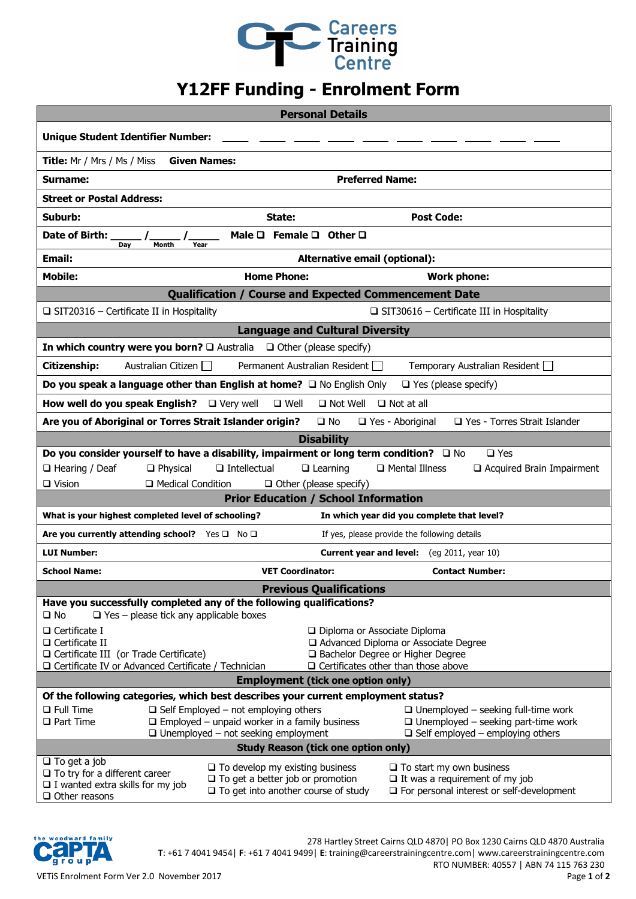Careers Training Centre

# Y12FF Funding - Enrolment Form

## Personal Details

**Unique Student Identifier Number:** ____ ____ ____ ____ ____ ____ ____ ____ ____ ____

**Title:** Mr / Mrs / Ms / Miss **Given Names:**

**Surname:** **Preferred Name:**

**Street or Postal Address:**

**Suburb:** **State:** **Post Code:**

**Date of Birth:** _____ / _____ / _____ (Day / Month / Year) **Male** ❑ **Female** ❑ **Other** ❑

**Email:** **Alternative email (optional):**

**Mobile:** **Home Phone:** **Work phone:**

## Qualification / Course and Expected Commencement Date

❑ SIT20316 – Certificate II in Hospitality ❑ SIT30616 – Certificate III in Hospitality

## Language and Cultural Diversity

**In which country were you born?** ❑ Australia ❑ Other (please specify)

**Citizenship:** Australian Citizen ❑ Permanent Australian Resident ❑ Temporary Australian Resident ❑

**Do you speak a language other than English at home?** ❑ No English Only ❑ Yes (please specify)

**How well do you speak English?** ❑ Very well ❑ Well ❑ Not Well ❑ Not at all

**Are you of Aboriginal or Torres Strait Islander origin?** ❑ No ❑ Yes - Aboriginal ❑ Yes - Torres Strait Islander

## Disability

**Do you consider yourself to have a disability, impairment or long term condition?** ❑ No ❑ Yes

❑ Hearing / Deaf ❑ Physical ❑ Intellectual ❑ Learning ❑ Mental Illness ❑ Acquired Brain Impairment
❑ Vision ❑ Medical Condition ❑ Other (please specify)

## Prior Education / School Information

**What is your highest completed level of schooling?** **In which year did you complete that level?**

**Are you currently attending school?** Yes ❑ No ❑ If yes, please provide the following details

**LUI Number:** **Current year and level:** (eg 2011, year 10)

**School Name:** **VET Coordinator:** **Contact Number:**

## Previous Qualifications

**Have you successfully completed any of the following qualifications?**
❑ No ❑ Yes – please tick any applicable boxes

❑ Certificate I
❑ Certificate II
❑ Certificate III (or Trade Certificate)
❑ Certificate IV or Advanced Certificate / Technician
❑ Diploma or Associate Diploma
❑ Advanced Diploma or Associate Degree
❑ Bachelor Degree or Higher Degree
❑ Certificates other than those above

## Employment (tick one option only)

**Of the following categories, which best describes your current employment status?**

❑ Full Time
❑ Part Time
❑ Self Employed – not employing others
❑ Employed – unpaid worker in a family business
❑ Unemployed – not seeking employment
❑ Unemployed – seeking full-time work
❑ Unemployed – seeking part-time work
❑ Self employed – employing others

## Study Reason (tick one option only)

❑ To get a job
❑ To try for a different career
❑ I wanted extra skills for my job
❑ Other reasons
❑ To develop my existing business
❑ To get a better job or promotion
❑ To get into another course of study
❑ To start my own business
❑ It was a requirement of my job
❑ For personal interest or self-development

the woodward family CAPTA group

278 Hartley Street Cairns QLD 4870| PO Box 1230 Cairns QLD 4870 Australia
**T**: +61 7 4041 9454| **F**: +61 7 4041 9499| **E**: training@careerstrainingcentre.com| www.careerstrainingcentre.com
RTO NUMBER: 40557 | ABN 74 115 763 230

VETiS Enrolment Form Ver 2.0 November 2017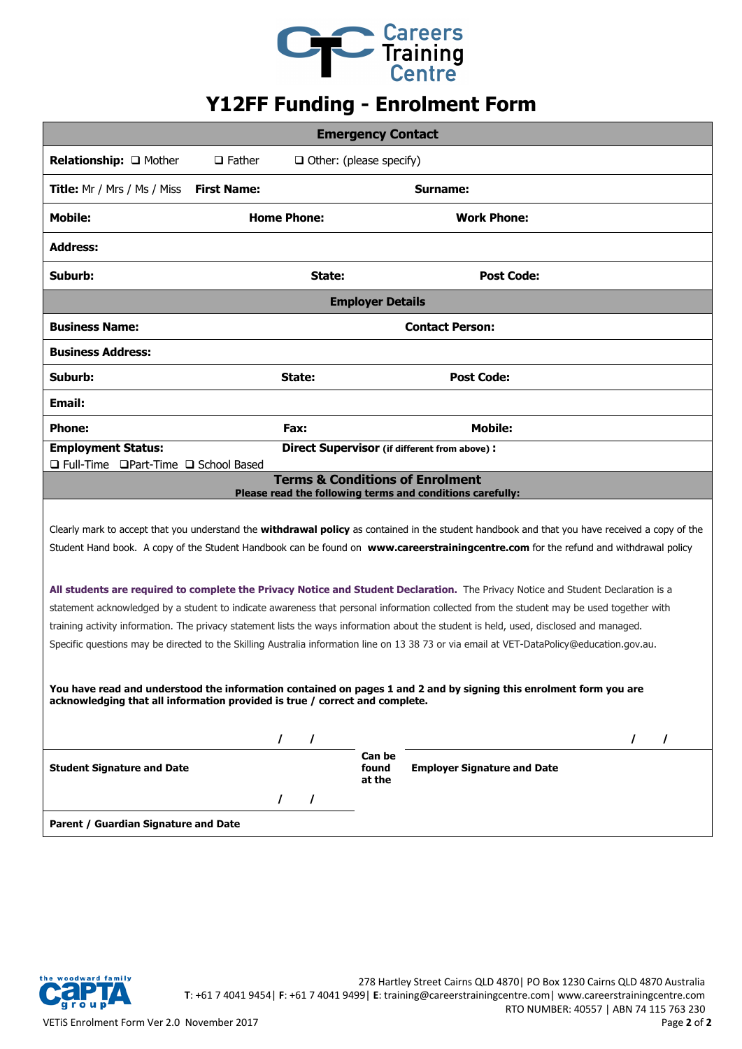# Careers Training Centre

## Y12FF Funding - Enrolment Form

| Emergency Contact | | |
|---|---|---|
| **Relationship:** ❑ Mother ❑ Father ❑ Other: (please specify) | | |
| **Title:** Mr / Mrs / Ms / Miss **First Name:** | **Surname:** | |
| **Mobile:** | **Home Phone:** | **Work Phone:** |
| **Address:** | | |
| **Suburb:** | **State:** | **Post Code:** |

| Employer Details | | |
|---|---|---|
| **Business Name:** | **Contact Person:** | |
| **Business Address:** | | |
| **Suburb:** | **State:** | **Post Code:** |
| **Email:** | | |
| **Phone:** | **Fax:** | **Mobile:** |
| **Employment Status:** ❑ Full-Time ❑ Part-Time ❑ School Based | **Direct Supervisor** (if different from above) **:** | |

### Terms & Conditions of Enrolment

**Please read the following terms and conditions carefully:**

Clearly mark to accept that you understand the **withdrawal policy** as contained in the student handbook and that you have received a copy of the Student Hand book. A copy of the Student Handbook can be found on **www.careerstrainingcentre.com** for the refund and withdrawal policy

**All students are required to complete the Privacy Notice and Student Declaration.** The Privacy Notice and Student Declaration is a statement acknowledged by a student to indicate awareness that personal information collected from the student may be used together with training activity information. The privacy statement lists the ways information about the student is held, used, disclosed and managed. Specific questions may be directed to the Skilling Australia information line on 13 38 73 or via email at VET-DataPolicy@education.gov.au.

**You have read and understood the information contained on pages 1 and 2 and by signing this enrolment form you are acknowledging that all information provided is true / correct and complete.**

| | | |
|---|---|---|
| / / | | / / |
| **Student Signature and Date** | **Can be found at the** | **Employer Signature and Date** |
| / / | | |
| **Parent / Guardian Signature and Date** | | |

the woodward family CaPTA group

278 Hartley Street Cairns QLD 4870| PO Box 1230 Cairns QLD 4870 Australia
**T**: +61 7 4041 9454| **F**: +61 7 4041 9499| **E**: training@careerstrainingcentre.com| www.careerstrainingcentre.com
RTO NUMBER: 40557 | ABN 74 115 763 230

VETiS Enrolment Form Ver 2.0 November 2017